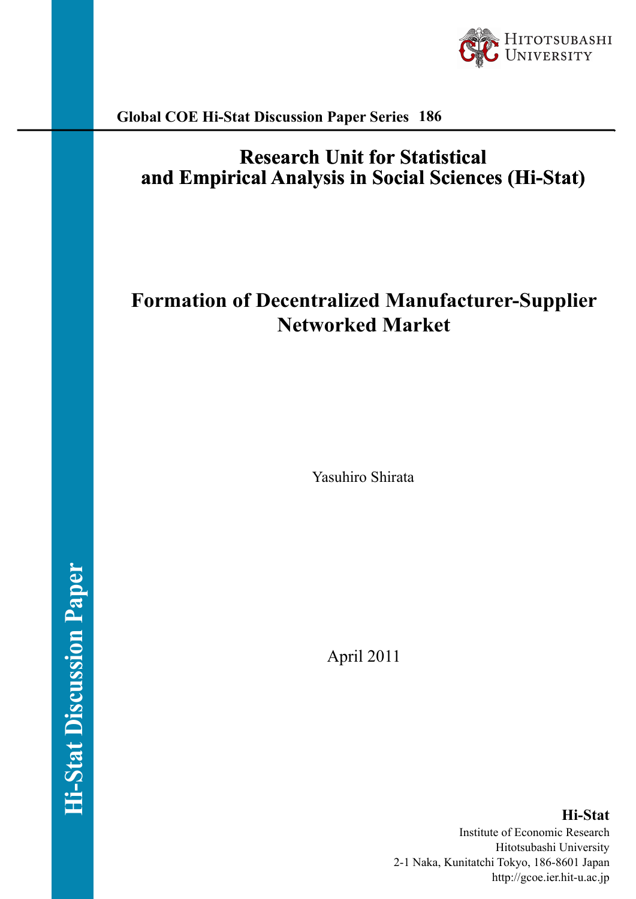Hitotsubashi University

**Global COE Hi-Stat Discussion Paper Series 186**

# Research Unit for Statistical and Empirical Analysis in Social Sciences (Hi-Stat)

# Formation of Decentralized Manufacturer-Supplier Networked Market

Yasuhiro Shirata

April 2011

Hi-Stat Discussion Paper

**Hi-Stat**
Institute of Economic Research
Hitotsubashi University
2-1 Naka, Kunitatchi Tokyo, 186-8601 Japan
http://gcoe.ier.hit-u.ac.jp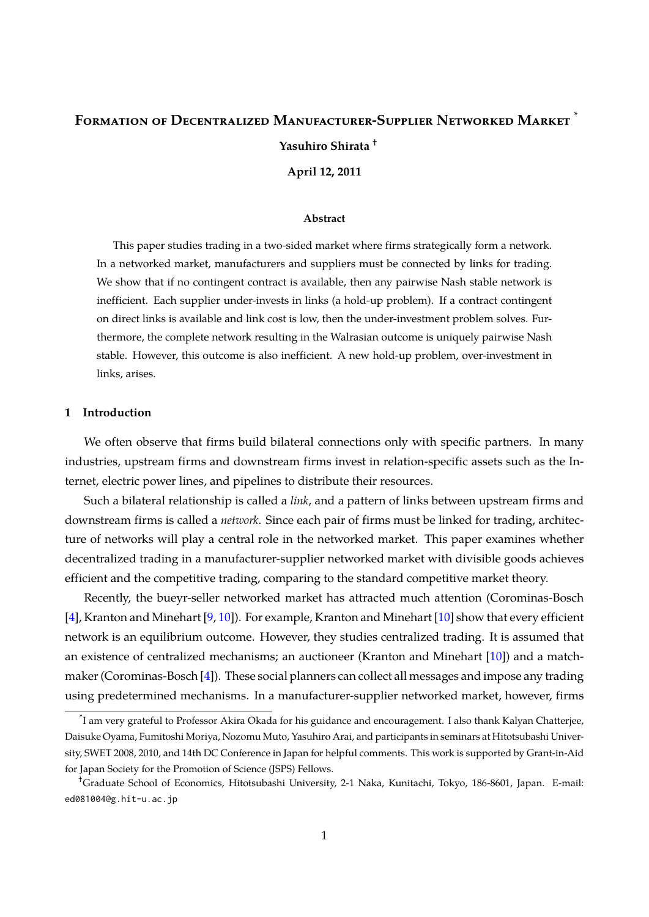# Formation of Decentralized Manufacturer-Supplier Networked Market [*]

**Yasuhiro Shirata** [†]

**April 12, 2011**

### Abstract

This paper studies trading in a two-sided market where firms strategically form a network. In a networked market, manufacturers and suppliers must be connected by links for trading. We show that if no contingent contract is available, then any pairwise Nash stable network is inefficient. Each supplier under-invests in links (a hold-up problem). If a contract contingent on direct links is available and link cost is low, then the under-investment problem solves. Furthermore, the complete network resulting in the Walrasian outcome is uniquely pairwise Nash stable. However, this outcome is also inefficient. A new hold-up problem, over-investment in links, arises.

## 1 Introduction

We often observe that firms build bilateral connections only with specific partners. In many industries, upstream firms and downstream firms invest in relation-specific assets such as the Internet, electric power lines, and pipelines to distribute their resources.

Such a bilateral relationship is called a *link*, and a pattern of links between upstream firms and downstream firms is called a *network*. Since each pair of firms must be linked for trading, architecture of networks will play a central role in the networked market. This paper examines whether decentralized trading in a manufacturer-supplier networked market with divisible goods achieves efficient and the competitive trading, comparing to the standard competitive market theory.

Recently, the bueyr-seller networked market has attracted much attention (Corominas-Bosch [4], Kranton and Minehart [9, 10]). For example, Kranton and Minehart [10] show that every efficient network is an equilibrium outcome. However, they studies centralized trading. It is assumed that an existence of centralized mechanisms; an auctioneer (Kranton and Minehart [10]) and a match-maker (Corominas-Bosch [4]). These social planners can collect all messages and impose any trading using predetermined mechanisms. In a manufacturer-supplier networked market, however, firms

---

[*] I am very grateful to Professor Akira Okada for his guidance and encouragement. I also thank Kalyan Chatterjee, Daisuke Oyama, Fumitoshi Moriya, Nozomu Muto, Yasuhiro Arai, and participants in seminars at Hitotsubashi University, SWET 2008, 2010, and 14th DC Conference in Japan for helpful comments. This work is supported by Grant-in-Aid for Japan Society for the Promotion of Science (JSPS) Fellows.

[†] Graduate School of Economics, Hitotsubashi University, 2-1 Naka, Kunitachi, Tokyo, 186-8601, Japan. E-mail: ed081004@g.hit-u.ac.jp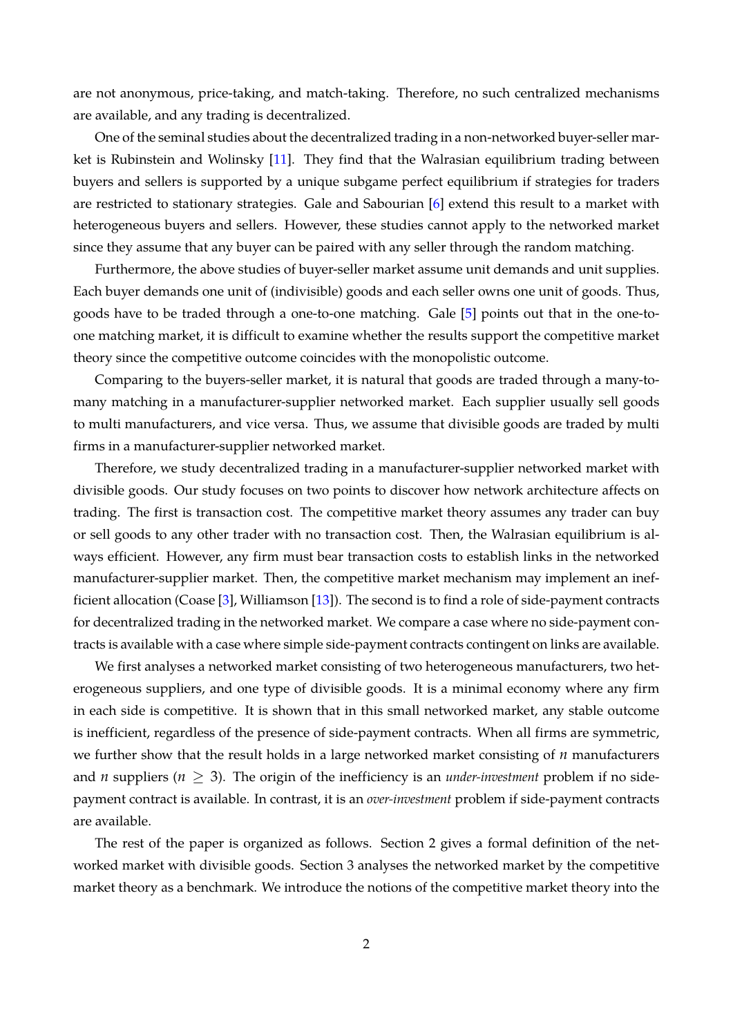are not anonymous, price-taking, and match-taking. Therefore, no such centralized mechanisms are available, and any trading is decentralized.

One of the seminal studies about the decentralized trading in a non-networked buyer-seller market is Rubinstein and Wolinsky [11]. They find that the Walrasian equilibrium trading between buyers and sellers is supported by a unique subgame perfect equilibrium if strategies for traders are restricted to stationary strategies. Gale and Sabourian [6] extend this result to a market with heterogeneous buyers and sellers. However, these studies cannot apply to the networked market since they assume that any buyer can be paired with any seller through the random matching.

Furthermore, the above studies of buyer-seller market assume unit demands and unit supplies. Each buyer demands one unit of (indivisible) goods and each seller owns one unit of goods. Thus, goods have to be traded through a one-to-one matching. Gale [5] points out that in the one-to-one matching market, it is difficult to examine whether the results support the competitive market theory since the competitive outcome coincides with the monopolistic outcome.

Comparing to the buyers-seller market, it is natural that goods are traded through a many-to-many matching in a manufacturer-supplier networked market. Each supplier usually sell goods to multi manufacturers, and vice versa. Thus, we assume that divisible goods are traded by multi firms in a manufacturer-supplier networked market.

Therefore, we study decentralized trading in a manufacturer-supplier networked market with divisible goods. Our study focuses on two points to discover how network architecture affects on trading. The first is transaction cost. The competitive market theory assumes any trader can buy or sell goods to any other trader with no transaction cost. Then, the Walrasian equilibrium is always efficient. However, any firm must bear transaction costs to establish links in the networked manufacturer-supplier market. Then, the competitive market mechanism may implement an inefficient allocation (Coase [3], Williamson [13]). The second is to find a role of side-payment contracts for decentralized trading in the networked market. We compare a case where no side-payment contracts is available with a case where simple side-payment contracts contingent on links are available.

We first analyses a networked market consisting of two heterogeneous manufacturers, two heterogeneous suppliers, and one type of divisible goods. It is a minimal economy where any firm in each side is competitive. It is shown that in this small networked market, any stable outcome is inefficient, regardless of the presence of side-payment contracts. When all firms are symmetric, we further show that the result holds in a large networked market consisting of $n$ manufacturers and $n$ suppliers ($n \geq 3$). The origin of the inefficiency is an *under-investment* problem if no side-payment contract is available. In contrast, it is an *over-investment* problem if side-payment contracts are available.

The rest of the paper is organized as follows. Section 2 gives a formal definition of the networked market with divisible goods. Section 3 analyses the networked market by the competitive market theory as a benchmark. We introduce the notions of the competitive market theory into the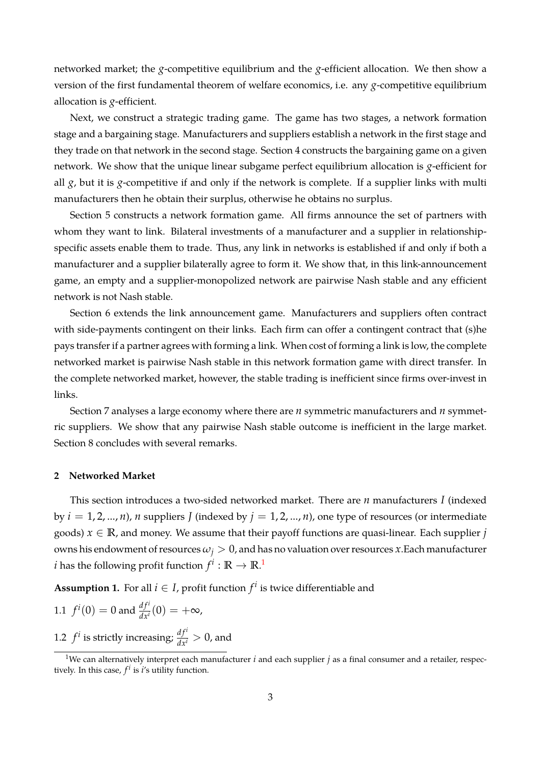networked market; the $g$-competitive equilibrium and the $g$-efficient allocation. We then show a version of the first fundamental theorem of welfare economics, i.e. any $g$-competitive equilibrium allocation is $g$-efficient.

Next, we construct a strategic trading game. The game has two stages, a network formation stage and a bargaining stage. Manufacturers and suppliers establish a network in the first stage and they trade on that network in the second stage. Section 4 constructs the bargaining game on a given network. We show that the unique linear subgame perfect equilibrium allocation is $g$-efficient for all $g$, but it is $g$-competitive if and only if the network is complete. If a supplier links with multi manufacturers then he obtain their surplus, otherwise he obtains no surplus.

Section 5 constructs a network formation game. All firms announce the set of partners with whom they want to link. Bilateral investments of a manufacturer and a supplier in relationship-specific assets enable them to trade. Thus, any link in networks is established if and only if both a manufacturer and a supplier bilaterally agree to form it. We show that, in this link-announcement game, an empty and a supplier-monopolized network are pairwise Nash stable and any efficient network is not Nash stable.

Section 6 extends the link announcement game. Manufacturers and suppliers often contract with side-payments contingent on their links. Each firm can offer a contingent contract that (s)he pays transfer if a partner agrees with forming a link. When cost of forming a link is low, the complete networked market is pairwise Nash stable in this network formation game with direct transfer. In the complete networked market, however, the stable trading is inefficient since firms over-invest in links.

Section 7 analyses a large economy where there are $n$ symmetric manufacturers and $n$ symmetric suppliers. We show that any pairwise Nash stable outcome is inefficient in the large market. Section 8 concludes with several remarks.

## 2 Networked Market

This section introduces a two-sided networked market. There are $n$ manufacturers $I$ (indexed by $i = 1, 2, ..., n$), $n$ suppliers $J$ (indexed by $j = 1, 2, ..., n$), one type of resources (or intermediate goods) $x \in \mathbb{R}$, and money. We assume that their payoff functions are quasi-linear. Each supplier $j$ owns his endowment of resources $\omega_j > 0$, and has no valuation over resources $x$.Each manufacturer $i$ has the following profit function $f^i : \mathbb{R} \to \mathbb{R}$.[1]

**Assumption 1.** For all $i \in I$, profit function $f^i$ is twice differentiable and

1.1 $f^i(0) = 0$ and $\frac{df^i}{dx^i}(0) = +\infty$,

1.2 $f^i$ is strictly increasing; $\frac{df^i}{dx^i} > 0$, and

[1] We can alternatively interpret each manufacturer $i$ and each supplier $j$ as a final consumer and a retailer, respectively. In this case, $f^i$ is $i$'s utility function.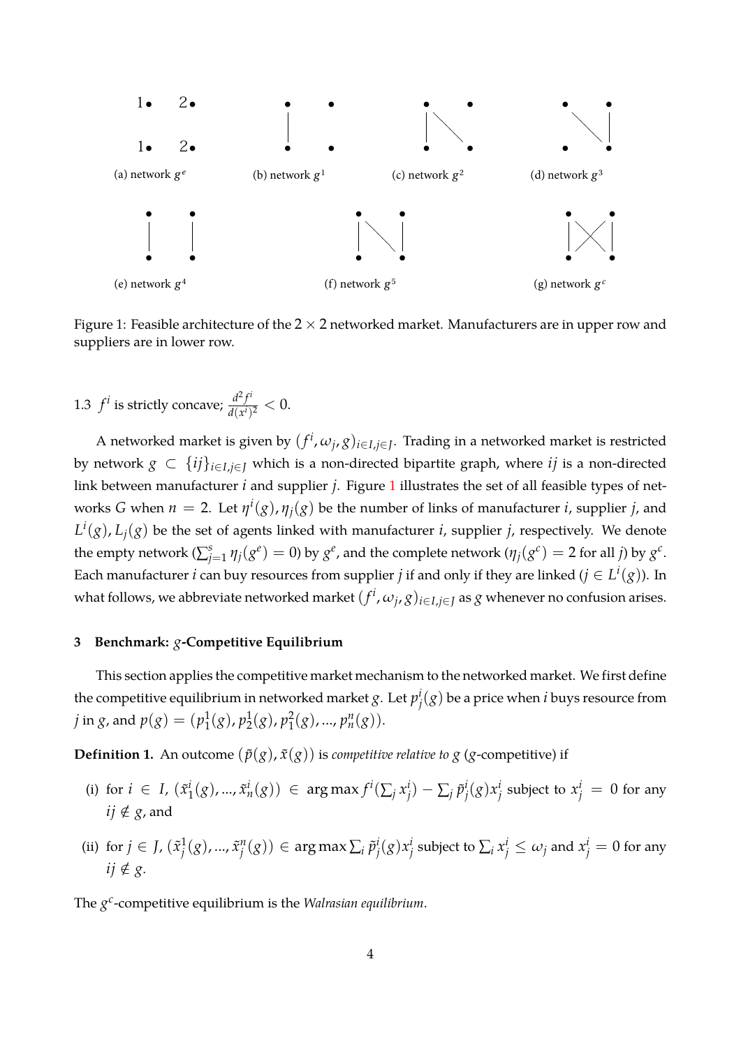(a) network $g^e$ (b) network $g^1$ (c) network $g^2$ (d) network $g^3$

(e) network $g^4$ (f) network $g^5$ (g) network $g^c$

Figure 1: Feasible architecture of the $2 \times 2$ networked market. Manufacturers are in upper row and suppliers are in lower row.

1.3 $f^i$ is strictly concave; $\frac{d^2 f^i}{d(x^i)^2} < 0$.

A networked market is given by $(f^i, \omega_j, g)_{i \in I, j \in J}$. Trading in a networked market is restricted by network $g \subset \{ij\}_{i \in I, j \in J}$ which is a non-directed bipartite graph, where $ij$ is a non-directed link between manufacturer $i$ and supplier $j$. Figure 1 illustrates the set of all feasible types of networks $G$ when $n = 2$. Let $\eta^i(g), \eta_j(g)$ be the number of links of manufacturer $i$, supplier $j$, and $L^i(g), L_j(g)$ be the set of agents linked with manufacturer $i$, supplier $j$, respectively. We denote the empty network ($\sum_{j=1}^{s} \eta_j(g^e) = 0$) by $g^e$, and the complete network ($\eta_j(g^c) = 2$ for all $j$) by $g^c$. Each manufacturer $i$ can buy resources from supplier $j$ if and only if they are linked ($j \in L^i(g)$). In what follows, we abbreviate networked market $(f^i, \omega_j, g)_{i \in I, j \in J}$ as $g$ whenever no confusion arises.

### 3 Benchmark: $g$-Competitive Equilibrium

This section applies the competitive market mechanism to the networked market. We first define the competitive equilibrium in networked market $g$. Let $p_j^i(g)$ be a price when $i$ buys resource from $j$ in $g$, and $p(g) = (p_1^1(g), p_2^1(g), p_1^2(g), ..., p_n^n(g))$.

**Definition 1.** An outcome $(\tilde{p}(g), \tilde{x}(g))$ is *competitive relative to* $g$ ($g$-competitive) if

(i) for $i \in I$, $(\tilde{x}_1^i(g), ..., \tilde{x}_n^i(g)) \in \arg\max f^i(\sum_j x_j^i) - \sum_j \tilde{p}_j^i(g) x_j^i$ subject to $x_j^i = 0$ for any $ij \notin g$, and

(ii) for $j \in J$, $(\tilde{x}_j^1(g), ..., \tilde{x}_j^n(g)) \in \arg\max \sum_i \tilde{p}_j^i(g) x_j^i$ subject to $\sum_i x_j^i \leq \omega_j$ and $x_j^i = 0$ for any $ij \notin g$.

The $g^c$-competitive equilibrium is the *Walrasian equilibrium*.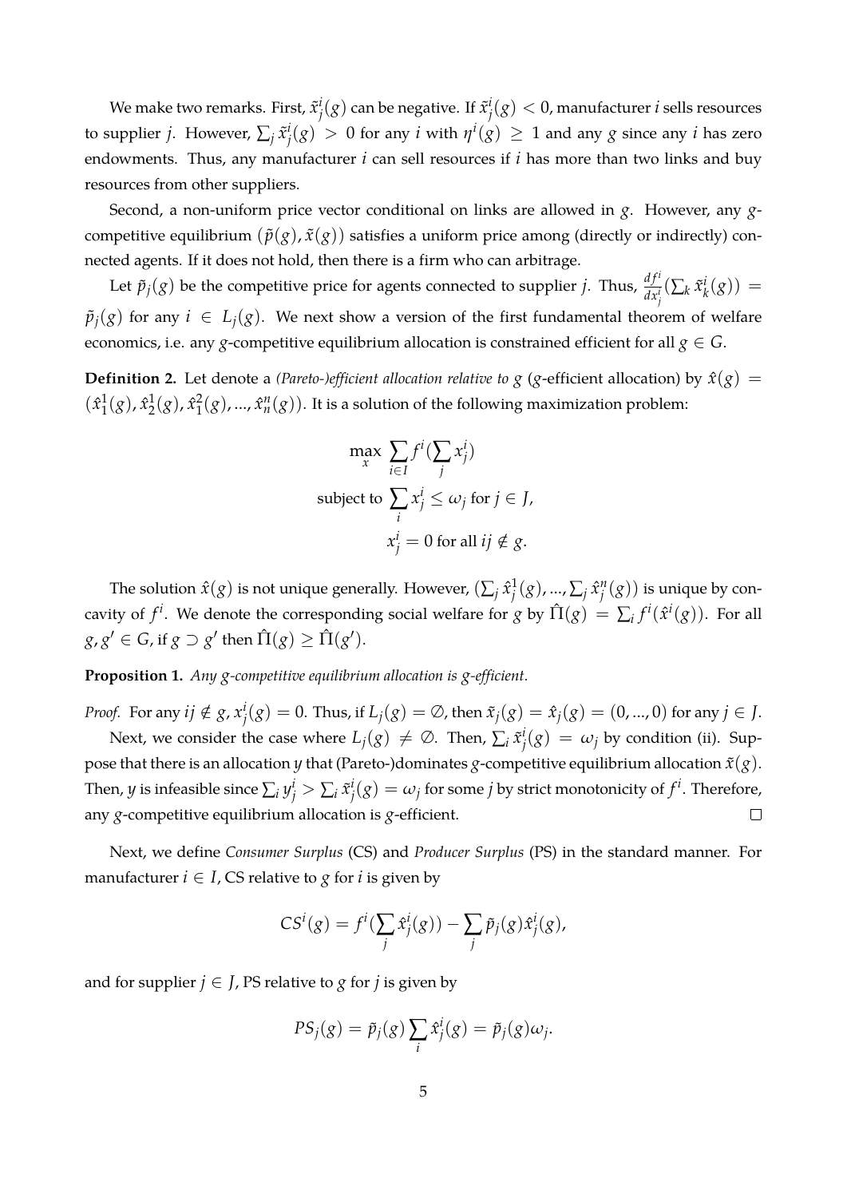We make two remarks. First, $\tilde{x}^i_j(g)$ can be negative. If $\tilde{x}^i_j(g) < 0$, manufacturer $i$ sells resources to supplier $j$. However, $\sum_j \tilde{x}^i_j(g) > 0$ for any $i$ with $\eta^i(g) \geq 1$ and any $g$ since any $i$ has zero endowments. Thus, any manufacturer $i$ can sell resources if $i$ has more than two links and buy resources from other suppliers.

Second, a non-uniform price vector conditional on links are allowed in $g$. However, any $g$-competitive equilibrium $(\tilde{p}(g), \tilde{x}(g))$ satisfies a uniform price among (directly or indirectly) connected agents. If it does not hold, then there is a firm who can arbitrage.

Let $\tilde{p}_j(g)$ be the competitive price for agents connected to supplier $j$. Thus, $\frac{df^i}{dx^i_j}(\sum_k \tilde{x}^i_k(g)) = \tilde{p}_j(g)$ for any $i \in L_j(g)$. We next show a version of the first fundamental theorem of welfare economics, i.e. any $g$-competitive equilibrium allocation is constrained efficient for all $g \in G$.

**Definition 2.** Let denote a *(Pareto-)efficient allocation relative to* $g$ ($g$-efficient allocation) by $\hat{x}(g) = (\hat{x}^1_1(g), \hat{x}^1_2(g), \hat{x}^2_1(g), ..., \hat{x}^n_n(g))$. It is a solution of the following maximization problem:

$$\max_{x} \sum_{i \in I} f^i(\sum_j x^i_j)$$
$$\text{subject to } \sum_i x^i_j \leq \omega_j \text{ for } j \in J,$$
$$x^i_j = 0 \text{ for all } ij \notin g.$$

The solution $\hat{x}(g)$ is not unique generally. However, $(\sum_j \hat{x}^1_j(g), ..., \sum_j \hat{x}^n_j(g))$ is unique by concavity of $f^i$. We denote the corresponding social welfare for $g$ by $\hat{\Pi}(g) = \sum_i f^i(\hat{x}^i(g))$. For all $g, g' \in G$, if $g \supset g'$ then $\hat{\Pi}(g) \geq \hat{\Pi}(g')$.

**Proposition 1.** *Any $g$-competitive equilibrium allocation is $g$-efficient.*

*Proof.* For any $ij \notin g$, $x^i_j(g) = 0$. Thus, if $L_j(g) = \emptyset$, then $\tilde{x}_j(g) = \hat{x}_j(g) = (0, ..., 0)$ for any $j \in J$.

Next, we consider the case where $L_j(g) \neq \emptyset$. Then, $\sum_i \tilde{x}^i_j(g) = \omega_j$ by condition (ii). Suppose that there is an allocation $y$ that (Pareto-)dominates $g$-competitive equilibrium allocation $\tilde{x}(g)$. Then, $y$ is infeasible since $\sum_i y^i_j > \sum_i \tilde{x}^i_j(g) = \omega_j$ for some $j$ by strict monotonicity of $f^i$. Therefore, any $g$-competitive equilibrium allocation is $g$-efficient. $\square$

Next, we define *Consumer Surplus* (CS) and *Producer Surplus* (PS) in the standard manner. For manufacturer $i \in I$, CS relative to $g$ for $i$ is given by

$$CS^i(g) = f^i(\sum_j \hat{x}^i_j(g)) - \sum_j \tilde{p}_j(g)\hat{x}^i_j(g),$$

and for supplier $j \in J$, PS relative to $g$ for $j$ is given by

$$PS_j(g) = \tilde{p}_j(g) \sum_i \hat{x}^i_j(g) = \tilde{p}_j(g)\omega_j.$$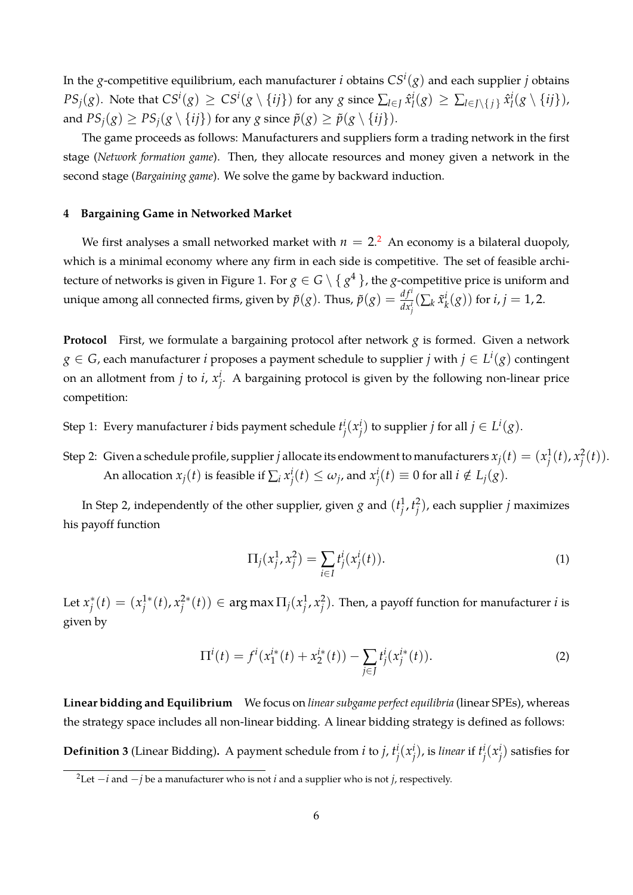In the $g$-competitive equilibrium, each manufacturer $i$ obtains $CS^i(g)$ and each supplier $j$ obtains $PS_j(g)$. Note that $CS^i(g) \geq CS^i(g \setminus \{ij\})$ for any $g$ since $\sum_{l \in J} \hat{x}^i_l(g) \geq \sum_{l \in J \setminus \{j\}} \hat{x}^i_l(g \setminus \{ij\})$, and $PS_j(g) \geq PS_j(g \setminus \{ij\})$ for any $g$ since $\tilde{p}(g) \geq \tilde{p}(g \setminus \{ij\})$.

The game proceeds as follows: Manufacturers and suppliers form a trading network in the first stage (*Network formation game*). Then, they allocate resources and money given a network in the second stage (*Bargaining game*). We solve the game by backward induction.

## 4 Bargaining Game in Networked Market

We first analyses a small networked market with $n = 2$.[2] An economy is a bilateral duopoly, which is a minimal economy where any firm in each side is competitive. The set of feasible architecture of networks is given in Figure 1. For $g \in G \setminus \{ g^4 \}$, the $g$-competitive price is uniform and unique among all connected firms, given by $\tilde{p}(g)$. Thus, $\tilde{p}(g) = \frac{df^i}{dx^i_j}(\sum_k \tilde{x}^i_k(g))$ for $i, j = 1, 2$.

**Protocol** First, we formulate a bargaining protocol after network $g$ is formed. Given a network $g \in G$, each manufacturer $i$ proposes a payment schedule to supplier $j$ with $j \in L^i(g)$ contingent on an allotment from $j$ to $i$, $x^i_j$. A bargaining protocol is given by the following non-linear price competition:

Step 1: Every manufacturer $i$ bids payment schedule $t^i_j(x^i_j)$ to supplier $j$ for all $j \in L^i(g)$.

Step 2: Given a schedule profile, supplier $j$ allocate its endowment to manufacturers $x_j(t) = (x^1_j(t), x^2_j(t))$. An allocation $x_j(t)$ is feasible if $\sum_i x^i_j(t) \leq \omega_j$, and $x^i_j(t) \equiv 0$ for all $i \notin L_j(g)$.

In Step 2, independently of the other supplier, given $g$ and $(t^1_j, t^2_j)$, each supplier $j$ maximizes his payoff function

$$\Pi_j(x^1_j, x^2_j) = \sum_{i \in I} t^i_j(x^i_j(t)). \tag{1}$$

Let $x^*_j(t) = (x^{1*}_j(t), x^{2*}_j(t)) \in \arg\max \Pi_j(x^1_j, x^2_j)$. Then, a payoff function for manufacturer $i$ is given by

$$\Pi^i(t) = f^i(x^{i*}_1(t) + x^{i*}_2(t)) - \sum_{j \in J} t^i_j(x^{i*}_j(t)). \tag{2}$$

**Linear bidding and Equilibrium** We focus on *linear subgame perfect equilibria* (linear SPEs), whereas the strategy space includes all non-linear bidding. A linear bidding strategy is defined as follows:

**Definition 3** (Linear Bidding)**.** A payment schedule from $i$ to $j$, $t^i_j(x^i_j)$, is *linear* if $t^i_j(x^i_j)$ satisfies for

[2] Let $-i$ and $-j$ be a manufacturer who is not $i$ and a supplier who is not $j$, respectively.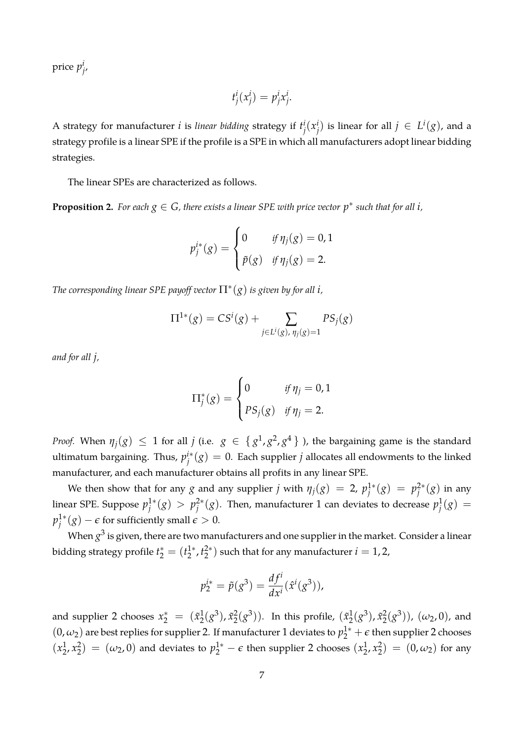price $p_j^i$,

$$t_j^i(x_j^i) = p_j^i x_j^i.$$

A strategy for manufacturer $i$ is *linear bidding* strategy if $t_j^i(x_j^i)$ is linear for all $j \in L^i(g)$, and a strategy profile is a linear SPE if the profile is a SPE in which all manufacturers adopt linear bidding strategies.

The linear SPEs are characterized as follows.

**Proposition 2.** *For each $g \in G$, there exists a linear SPE with price vector $p^*$ such that for all $i$,*

$$p_j^{i*}(g) = \begin{cases} 0 & \text{if } \eta_j(g) = 0, 1 \\ \tilde{p}(g) & \text{if } \eta_j(g) = 2. \end{cases}$$

*The corresponding linear SPE payoff vector $\Pi^*(g)$ is given by for all $i$,*

$$\Pi^{1*}(g) = CS^i(g) + \sum_{j \in L^i(g),\, \eta_j(g)=1} PS_j(g)$$

*and for all $j$,*

$$\Pi_j^*(g) = \begin{cases} 0 & \text{if } \eta_j = 0, 1 \\ PS_j(g) & \text{if } \eta_j = 2. \end{cases}$$

*Proof.* When $\eta_j(g) \leq 1$ for all $j$ (i.e. $g \in \{g^1, g^2, g^4\}$ ), the bargaining game is the standard ultimatum bargaining. Thus, $p_j^{i*}(g) = 0$. Each supplier $j$ allocates all endowments to the linked manufacturer, and each manufacturer obtains all profits in any linear SPE.

We then show that for any $g$ and any supplier $j$ with $\eta_j(g) = 2$, $p_j^{1*}(g) = p_j^{2*}(g)$ in any linear SPE. Suppose $p_j^{1*}(g) > p_j^{2*}(g)$. Then, manufacturer 1 can deviates to decrease $p_j^1(g) = p_j^{1*}(g) - \epsilon$ for sufficiently small $\epsilon > 0$.

When $g^3$ is given, there are two manufacturers and one supplier in the market. Consider a linear bidding strategy profile $t_2^* = (t_2^{1*}, t_2^{2*})$ such that for any manufacturer $i = 1, 2$,

$$p_2^{i*} = \tilde{p}(g^3) = \frac{df^i}{dx^i}(\hat{x}^i(g^3)),$$

and supplier 2 chooses $x_2^* = (\tilde{x}_2^1(g^3), \tilde{x}_2^2(g^3))$. In this profile, $(\tilde{x}_2^1(g^3), \tilde{x}_2^2(g^3))$, $(\omega_2, 0)$, and $(0, \omega_2)$ are best replies for supplier 2. If manufacturer 1 deviates to $p_2^{1*} + \epsilon$ then supplier 2 chooses $(x_2^1, x_2^2) = (\omega_2, 0)$ and deviates to $p_2^{1*} - \epsilon$ then supplier 2 chooses $(x_2^1, x_2^2) = (0, \omega_2)$ for any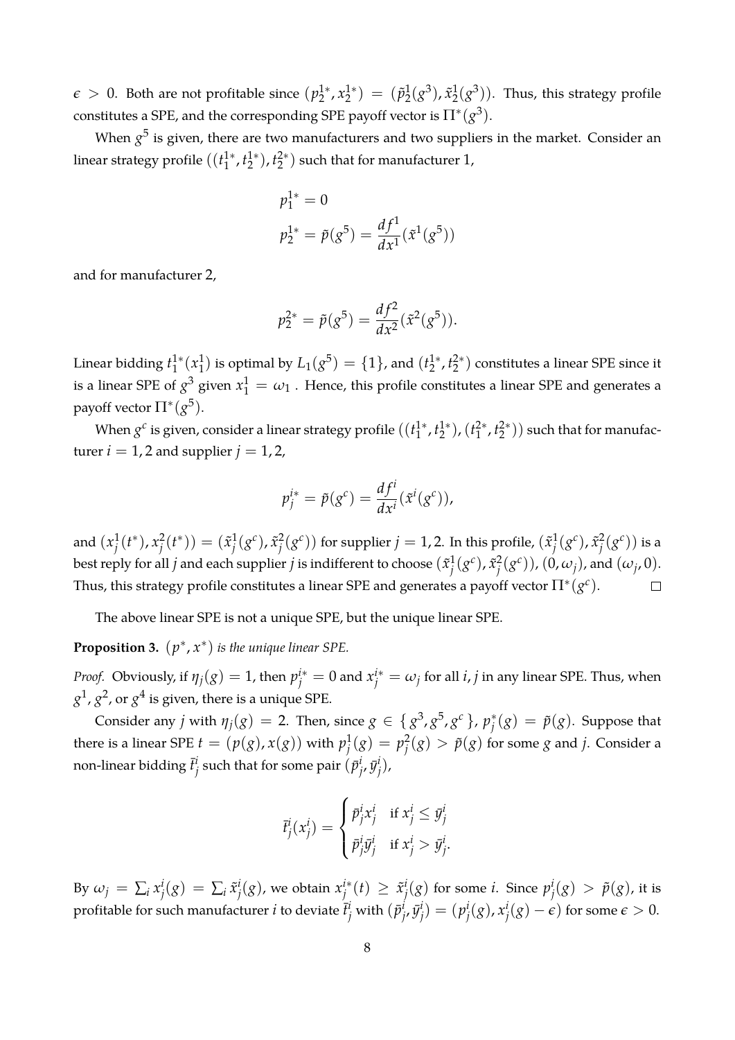$\epsilon > 0$. Both are not profitable since $(p_2^{1*}, x_2^{1*}) = (\tilde{p}_2^1(g^3), \tilde{x}_2^1(g^3))$. Thus, this strategy profile constitutes a SPE, and the corresponding SPE payoff vector is $\Pi^*(g^3)$.

When $g^5$ is given, there are two manufacturers and two suppliers in the market. Consider an linear strategy profile $((t_1^{1*}, t_2^{1*}), t_2^{2*})$ such that for manufacturer 1,

$$p_1^{1*} = 0$$
$$p_2^{1*} = \tilde{p}(g^5) = \frac{df^1}{dx^1}(\tilde{x}^1(g^5))$$

and for manufacturer 2,

$$p_2^{2*} = \tilde{p}(g^5) = \frac{df^2}{dx^2}(\tilde{x}^2(g^5)).$$

Linear bidding $t_1^{1*}(x_1^1)$ is optimal by $L_1(g^5) = \{1\}$, and $(t_2^{1*}, t_2^{2*})$ constitutes a linear SPE since it is a linear SPE of $g^3$ given $x_1^1 = \omega_1$ . Hence, this profile constitutes a linear SPE and generates a payoff vector $\Pi^*(g^5)$.

When $g^c$ is given, consider a linear strategy profile $((t_1^{1*}, t_2^{1*}), (t_1^{2*}, t_2^{2*}))$ such that for manufacturer $i = 1, 2$ and supplier $j = 1, 2$,

$$p_j^{i*} = \tilde{p}(g^c) = \frac{df^i}{dx^i}(\tilde{x}^i(g^c)),$$

and $(x_j^1(t^*), x_j^2(t^*)) = (\tilde{x}_j^1(g^c), \tilde{x}_j^2(g^c))$ for supplier $j = 1, 2$. In this profile, $(\tilde{x}_j^1(g^c), \tilde{x}_j^2(g^c))$ is a best reply for all $j$ and each supplier $j$ is indifferent to choose $(\tilde{x}_j^1(g^c), \tilde{x}_j^2(g^c))$, $(0, \omega_j)$, and $(\omega_j, 0)$. Thus, this strategy profile constitutes a linear SPE and generates a payoff vector $\Pi^*(g^c)$. □

The above linear SPE is not a unique SPE, but the unique linear SPE.

**Proposition 3.** *$(p^*, x^*)$ is the unique linear SPE.*

*Proof.* Obviously, if $\eta_j(g) = 1$, then $p_j^{i*} = 0$ and $x_j^{i*} = \omega_j$ for all $i, j$ in any linear SPE. Thus, when $g^1$, $g^2$, or $g^4$ is given, there is a unique SPE.

Consider any $j$ with $\eta_j(g) = 2$. Then, since $g \in \{g^3, g^5, g^c\}$, $p_j^*(g) = \tilde{p}(g)$. Suppose that there is a linear SPE $t = (p(g), x(g))$ with $p_j^1(g) = p_j^2(g) > \tilde{p}(g)$ for some $g$ and $j$. Consider a non-linear bidding $\bar{t}_j^i$ such that for some pair $(\bar{p}_j^i, \bar{y}_j^i)$,

$$\bar{t}_j^i(x_j^i) = \begin{cases} \bar{p}_j^i x_j^i & \text{if } x_j^i \leq \bar{y}_j^i \\ \bar{p}_j^i \bar{y}_j^i & \text{if } x_j^i > \bar{y}_j^i. \end{cases}$$

By $\omega_j = \sum_i x_j^i(g) = \sum_i \tilde{x}_j^i(g)$, we obtain $x_j^{i*}(t) \geq \tilde{x}_j^i(g)$ for some $i$. Since $p_j^i(g) > \tilde{p}(g)$, it is profitable for such manufacturer $i$ to deviate $\bar{t}_j^i$ with $(\bar{p}_j^i, \bar{y}_j^i) = (p_j^i(g), x_j^i(g) - \epsilon)$ for some $\epsilon > 0$.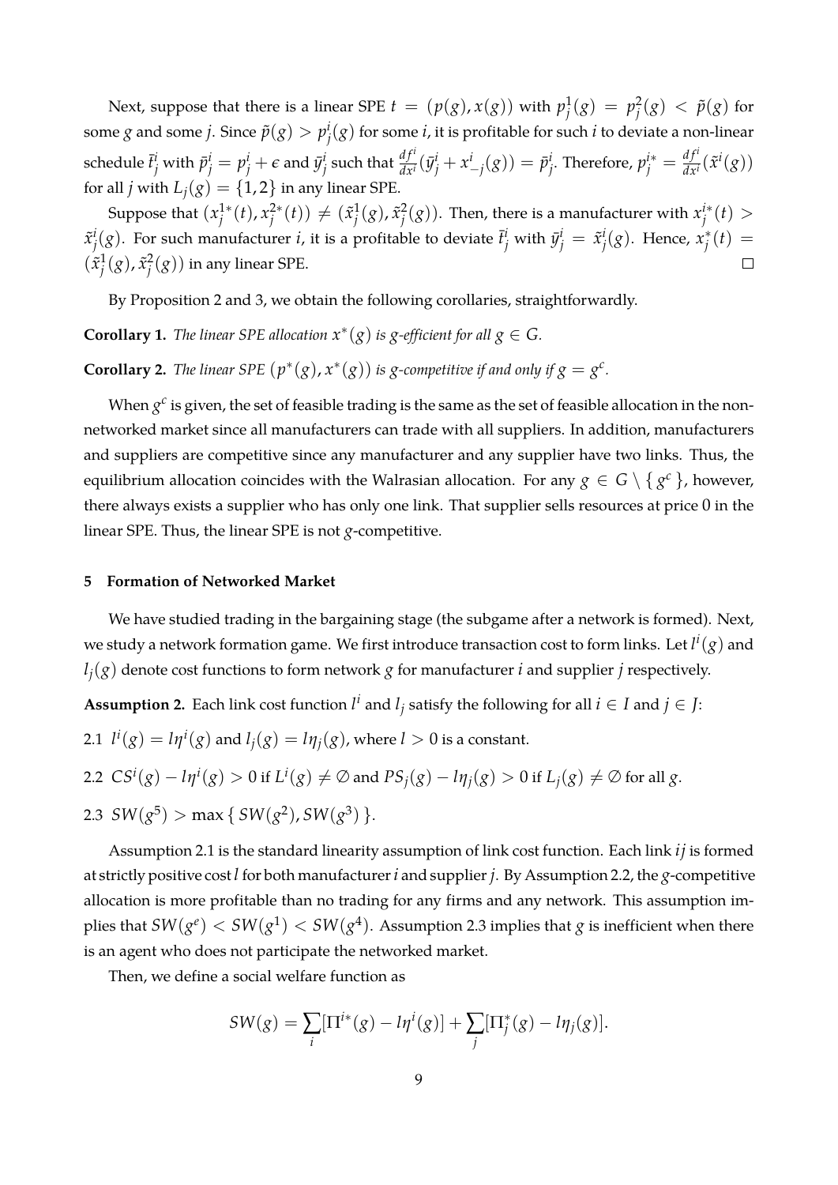Next, suppose that there is a linear SPE $t = (p(g), x(g))$ with $p^1_j(g) = p^2_j(g) < \tilde{p}(g)$ for some $g$ and some $j$. Since $\tilde{p}(g) > p^i_j(g)$ for some $i$, it is profitable for such $i$ to deviate a non-linear schedule $\bar{t}^i_j$ with $\bar{p}^i_j = p^i_j + \epsilon$ and $\bar{y}^i_j$ such that $\frac{df^i}{dx^i}(\bar{y}^i_j + x^i_{-j}(g)) = \bar{p}^i_j$. Therefore, $p^{i*}_j = \frac{df^i}{dx^i}(\tilde{x}^i(g))$ for all $j$ with $L_j(g) = \{1, 2\}$ in any linear SPE.

Suppose that $(x^{1*}_j(t), x^{2*}_j(t)) \neq (\tilde{x}^1_j(g), \tilde{x}^2_j(g))$. Then, there is a manufacturer with $x^{i*}_j(t) > \tilde{x}^i_j(g)$. For such manufacturer $i$, it is a profitable to deviate $\bar{t}^i_j$ with $\bar{y}^i_j = \tilde{x}^i_j(g)$. Hence, $x^*_j(t) = (\tilde{x}^1_j(g), \tilde{x}^2_j(g))$ in any linear SPE. □

By Proposition 2 and 3, we obtain the following corollaries, straightforwardly.

**Corollary 1.** *The linear SPE allocation $x^*(g)$ is $g$-efficient for all $g \in G$.*

**Corollary 2.** *The linear SPE $(p^*(g), x^*(g))$ is $g$-competitive if and only if $g = g^c$.*

When $g^c$ is given, the set of feasible trading is the same as the set of feasible allocation in the non-networked market since all manufacturers can trade with all suppliers. In addition, manufacturers and suppliers are competitive since any manufacturer and any supplier have two links. Thus, the equilibrium allocation coincides with the Walrasian allocation. For any $g \in G \setminus \{ g^c \}$, however, there always exists a supplier who has only one link. That supplier sells resources at price 0 in the linear SPE. Thus, the linear SPE is not $g$-competitive.

## 5 Formation of Networked Market

We have studied trading in the bargaining stage (the subgame after a network is formed). Next, we study a network formation game. We first introduce transaction cost to form links. Let $l^i(g)$ and $l_j(g)$ denote cost functions to form network $g$ for manufacturer $i$ and supplier $j$ respectively.

**Assumption 2.** Each link cost function $l^i$ and $l_j$ satisfy the following for all $i \in I$ and $j \in J$:

2.1 $l^i(g) = l\eta^i(g)$ and $l_j(g) = l\eta_j(g)$, where $l > 0$ is a constant.

2.2 $CS^i(g) - l\eta^i(g) > 0$ if $L^i(g) \neq \emptyset$ and $PS_j(g) - l\eta_j(g) > 0$ if $L_j(g) \neq \emptyset$ for all $g$.

2.3 $SW(g^5) > \max \{ SW(g^2), SW(g^3) \}$.

Assumption 2.1 is the standard linearity assumption of link cost function. Each link $ij$ is formed at strictly positive cost $l$ for both manufacturer $i$ and supplier $j$. By Assumption 2.2, the $g$-competitive allocation is more profitable than no trading for any firms and any network. This assumption implies that $SW(g^e) < SW(g^1) < SW(g^4)$. Assumption 2.3 implies that $g$ is inefficient when there is an agent who does not participate the networked market.

Then, we define a social welfare function as

$$SW(g) = \sum_i [\Pi^{i*}(g) - l\eta^i(g)] + \sum_j [\Pi^*_j(g) - l\eta_j(g)].$$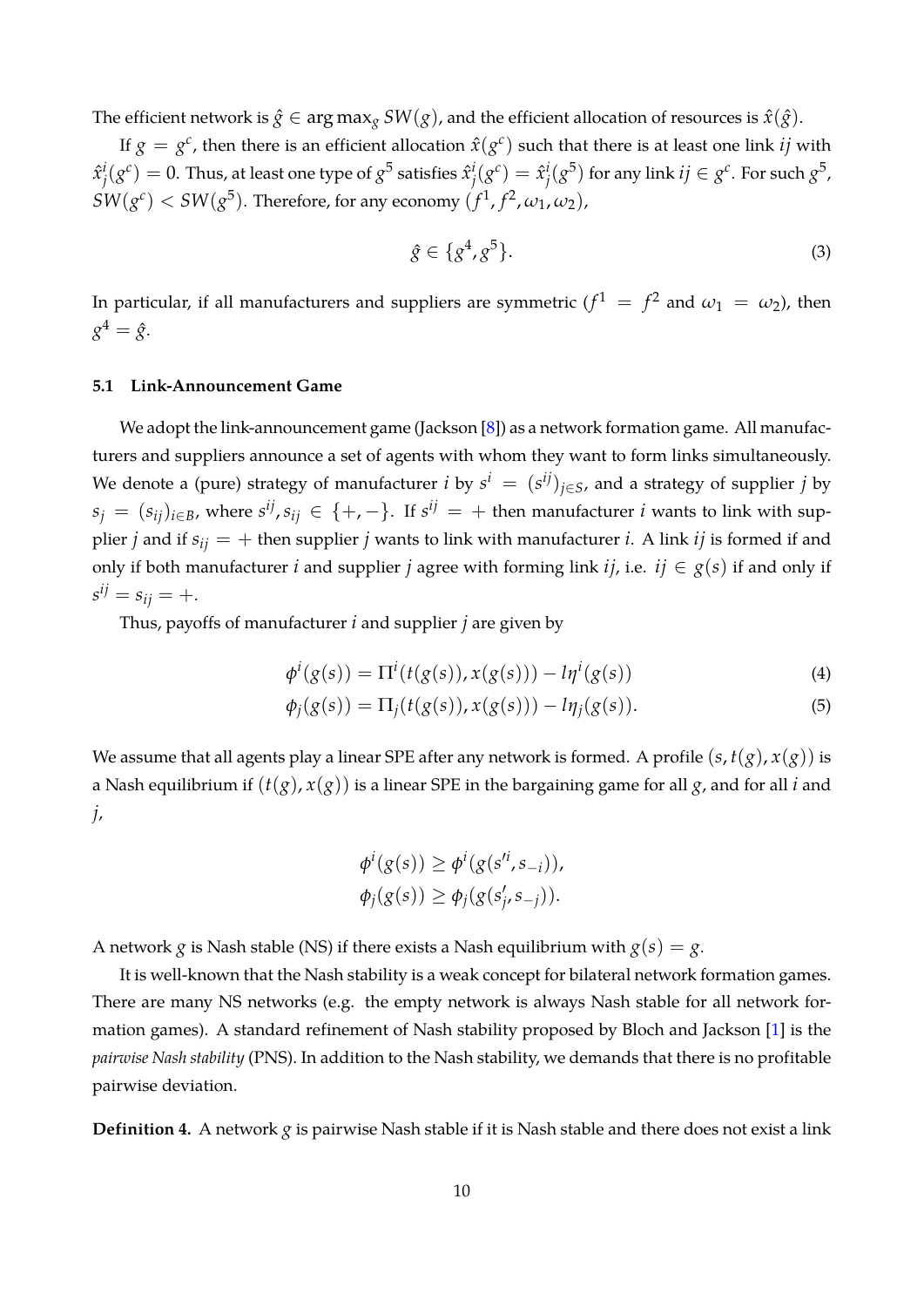The efficient network is $\hat{g} \in \arg\max_g SW(g)$, and the efficient allocation of resources is $\hat{x}(\hat{g})$.

If $g = g^c$, then there is an efficient allocation $\hat{x}(g^c)$ such that there is at least one link $ij$ with $\hat{x}^i_j(g^c) = 0$. Thus, at least one type of $g^5$ satisfies $\hat{x}^i_j(g^c) = \hat{x}^i_j(g^5)$ for any link $ij \in g^c$. For such $g^5$, $SW(g^c) < SW(g^5)$. Therefore, for any economy $(f^1, f^2, \omega_1, \omega_2)$,

$$\hat{g} \in \{g^4, g^5\}. \tag{3}$$

In particular, if all manufacturers and suppliers are symmetric ($f^1 = f^2$ and $\omega_1 = \omega_2$), then $g^4 = \hat{g}$.

### 5.1 Link-Announcement Game

We adopt the link-announcement game (Jackson [8]) as a network formation game. All manufacturers and suppliers announce a set of agents with whom they want to form links simultaneously. We denote a (pure) strategy of manufacturer $i$ by $s^i = (s^{ij})_{j \in S}$, and a strategy of supplier $j$ by $s_j = (s_{ij})_{i \in B}$, where $s^{ij}, s_{ij} \in \{+, -\}$. If $s^{ij} = +$ then manufacturer $i$ wants to link with supplier $j$ and if $s_{ij} = +$ then supplier $j$ wants to link with manufacturer $i$. A link $ij$ is formed if and only if both manufacturer $i$ and supplier $j$ agree with forming link $ij$, i.e. $ij \in g(s)$ if and only if $s^{ij} = s_{ij} = +$.

Thus, payoffs of manufacturer $i$ and supplier $j$ are given by

$$\phi^i(g(s)) = \Pi^i(t(g(s)), x(g(s))) - l\eta^i(g(s)) \tag{4}$$

$$\phi_j(g(s)) = \Pi_j(t(g(s)), x(g(s))) - l\eta_j(g(s)). \tag{5}$$

We assume that all agents play a linear SPE after any network is formed. A profile $(s, t(g), x(g))$ is a Nash equilibrium if $(t(g), x(g))$ is a linear SPE in the bargaining game for all $g$, and for all $i$ and $j$,

$$\phi^i(g(s)) \geq \phi^i(g(s'^i, s_{-i})),$$
$$\phi_j(g(s)) \geq \phi_j(g(s'_j, s_{-j})).$$

A network $g$ is Nash stable (NS) if there exists a Nash equilibrium with $g(s) = g$.

It is well-known that the Nash stability is a weak concept for bilateral network formation games. There are many NS networks (e.g. the empty network is always Nash stable for all network formation games). A standard refinement of Nash stability proposed by Bloch and Jackson [1] is the *pairwise Nash stability* (PNS). In addition to the Nash stability, we demands that there is no profitable pairwise deviation.

**Definition 4.** A network $g$ is pairwise Nash stable if it is Nash stable and there does not exist a link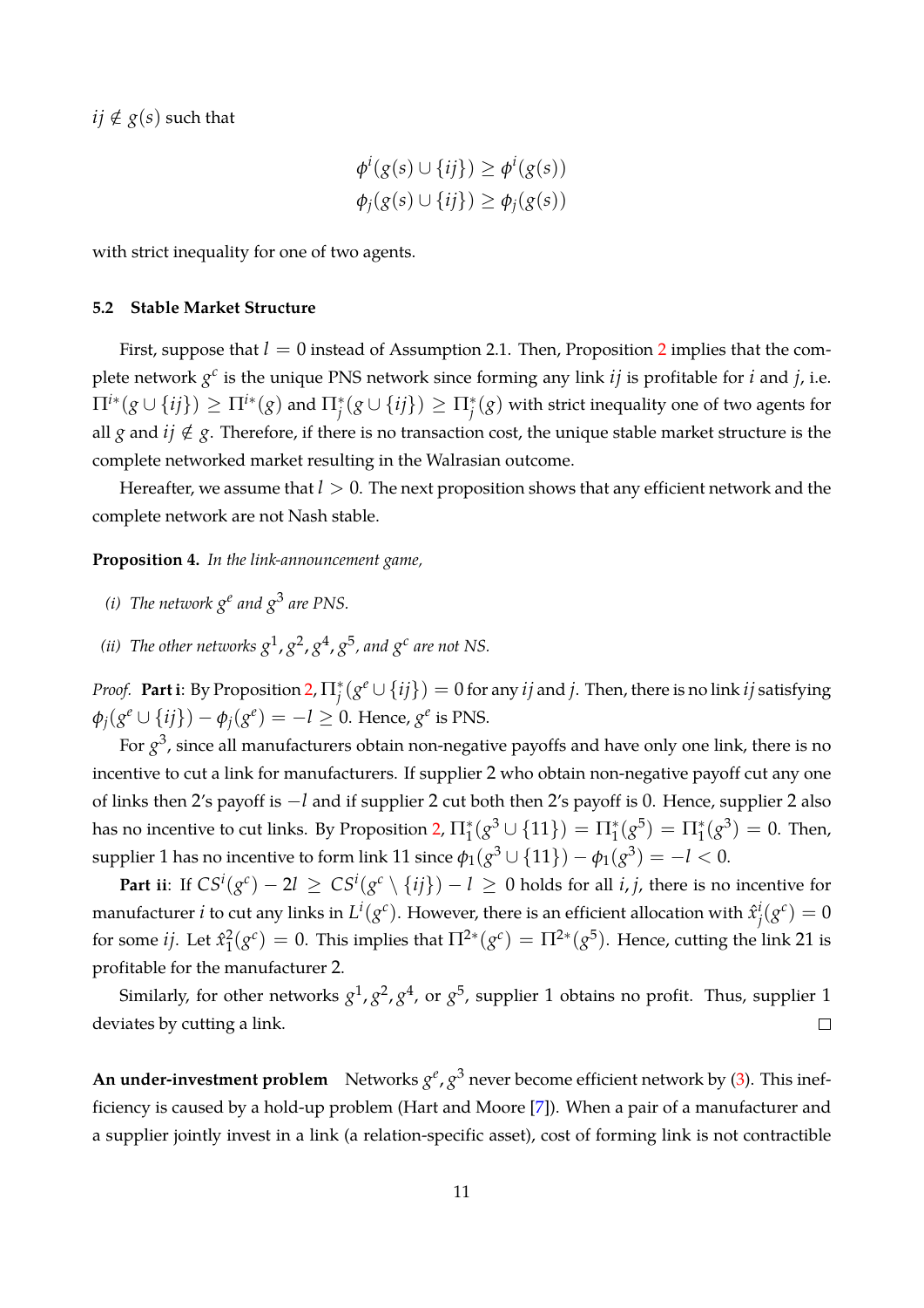$ij \notin g(s)$ such that

$$\phi^i(g(s) \cup \{ij\}) \geq \phi^i(g(s))$$
$$\phi_j(g(s) \cup \{ij\}) \geq \phi_j(g(s))$$

with strict inequality for one of two agents.

### 5.2 Stable Market Structure

First, suppose that $l = 0$ instead of Assumption 2.1. Then, Proposition 2 implies that the complete network $g^c$ is the unique PNS network since forming any link $ij$ is profitable for $i$ and $j$, i.e. $\Pi^{i*}(g \cup \{ij\}) \geq \Pi^{i*}(g)$ and $\Pi^*_j(g \cup \{ij\}) \geq \Pi^*_j(g)$ with strict inequality one of two agents for all $g$ and $ij \notin g$. Therefore, if there is no transaction cost, the unique stable market structure is the complete networked market resulting in the Walrasian outcome.

Hereafter, we assume that $l > 0$. The next proposition shows that any efficient network and the complete network are not Nash stable.

**Proposition 4.** *In the link-announcement game,*

*(i) The network $g^e$ and $g^3$ are PNS.*

*(ii) The other networks $g^1, g^2, g^4, g^5$, and $g^c$ are not NS.*

*Proof.* **Part i**: By Proposition 2, $\Pi^*_j(g^e \cup \{ij\}) = 0$ for any $ij$ and $j$. Then, there is no link $ij$ satisfying $\phi_j(g^e \cup \{ij\}) - \phi_j(g^e) = -l \geq 0$. Hence, $g^e$ is PNS.

For $g^3$, since all manufacturers obtain non-negative payoffs and have only one link, there is no incentive to cut a link for manufacturers. If supplier 2 who obtain non-negative payoff cut any one of links then 2's payoff is $-l$ and if supplier 2 cut both then 2's payoff is 0. Hence, supplier 2 also has no incentive to cut links. By Proposition 2, $\Pi^*_1(g^3 \cup \{11\}) = \Pi^*_1(g^5) = \Pi^*_1(g^3) = 0$. Then, supplier 1 has no incentive to form link 11 since $\phi_1(g^3 \cup \{11\}) - \phi_1(g^3) = -l < 0$.

**Part ii**: If $CS^i(g^c) - 2l \geq CS^i(g^c \setminus \{ij\}) - l \geq 0$ holds for all $i, j$, there is no incentive for manufacturer $i$ to cut any links in $L^i(g^c)$. However, there is an efficient allocation with $\hat{x}^i_j(g^c) = 0$ for some $ij$. Let $\hat{x}^2_1(g^c) = 0$. This implies that $\Pi^{2*}(g^c) = \Pi^{2*}(g^5)$. Hence, cutting the link 21 is profitable for the manufacturer 2.

Similarly, for other networks $g^1, g^2, g^4$, or $g^5$, supplier 1 obtains no profit. Thus, supplier 1 deviates by cutting a link. $\square$

**An under-investment problem** Networks $g^e, g^3$ never become efficient network by (3). This inefficiency is caused by a hold-up problem (Hart and Moore [7]). When a pair of a manufacturer and a supplier jointly invest in a link (a relation-specific asset), cost of forming link is not contractible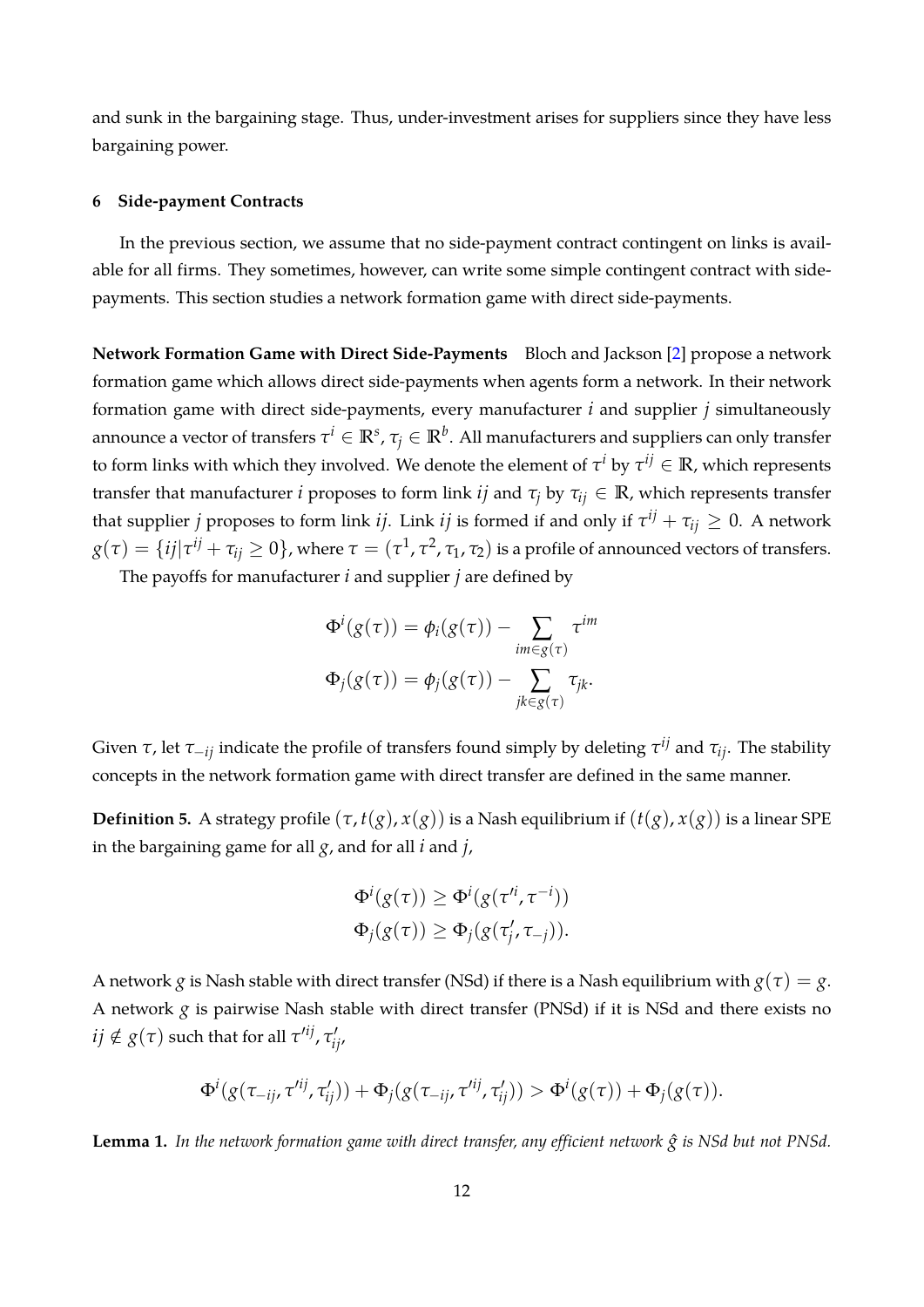and sunk in the bargaining stage. Thus, under-investment arises for suppliers since they have less bargaining power.

## 6 Side-payment Contracts

In the previous section, we assume that no side-payment contract contingent on links is available for all firms. They sometimes, however, can write some simple contingent contract with side-payments. This section studies a network formation game with direct side-payments.

**Network Formation Game with Direct Side-Payments** Bloch and Jackson [2] propose a network formation game which allows direct side-payments when agents form a network. In their network formation game with direct side-payments, every manufacturer $i$ and supplier $j$ simultaneously announce a vector of transfers $\tau^i \in \mathbb{R}^s$, $\tau_j \in \mathbb{R}^b$. All manufacturers and suppliers can only transfer to form links with which they involved. We denote the element of $\tau^i$ by $\tau^{ij} \in \mathbb{R}$, which represents transfer that manufacturer $i$ proposes to form link $ij$ and $\tau_j$ by $\tau_{ij} \in \mathbb{R}$, which represents transfer that supplier $j$ proposes to form link $ij$. Link $ij$ is formed if and only if $\tau^{ij} + \tau_{ij} \geq 0$. A network $g(\tau) = \{ij | \tau^{ij} + \tau_{ij} \geq 0\}$, where $\tau = (\tau^1, \tau^2, \tau_1, \tau_2)$ is a profile of announced vectors of transfers.

The payoffs for manufacturer $i$ and supplier $j$ are defined by

$$
\Phi^i(g(\tau)) = \phi_i(g(\tau)) - \sum_{im \in g(\tau)} \tau^{im}
$$

$$
\Phi_j(g(\tau)) = \phi_j(g(\tau)) - \sum_{jk \in g(\tau)} \tau_{jk}.
$$

Given $\tau$, let $\tau_{-ij}$ indicate the profile of transfers found simply by deleting $\tau^{ij}$ and $\tau_{ij}$. The stability concepts in the network formation game with direct transfer are defined in the same manner.

**Definition 5.** A strategy profile $(\tau, t(g), x(g))$ is a Nash equilibrium if $(t(g), x(g))$ is a linear SPE in the bargaining game for all $g$, and for all $i$ and $j$,

$$
\Phi^i(g(\tau)) \geq \Phi^i(g(\tau'^i, \tau^{-i}))
$$

$$
\Phi_j(g(\tau)) \geq \Phi_j(g(\tau'_j, \tau_{-j})).
$$

A network $g$ is Nash stable with direct transfer (NSd) if there is a Nash equilibrium with $g(\tau) = g$. A network $g$ is pairwise Nash stable with direct transfer (PNSd) if it is NSd and there exists no $ij \notin g(\tau)$ such that for all $\tau'^{ij}, \tau'_{ij}$,

$$
\Phi^i(g(\tau_{-ij}, \tau'^{ij}, \tau'_{ij})) + \Phi_j(g(\tau_{-ij}, \tau'^{ij}, \tau'_{ij})) > \Phi^i(g(\tau)) + \Phi_j(g(\tau)).
$$

**Lemma 1.** *In the network formation game with direct transfer, any efficient network $\hat{g}$ is NSd but not PNSd.*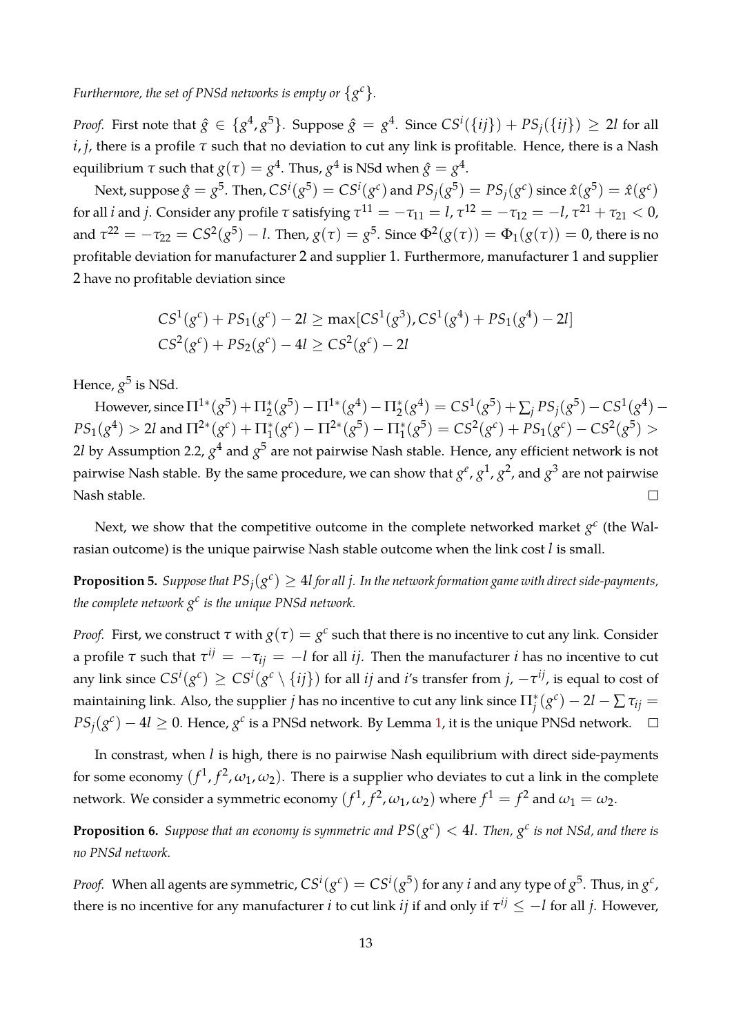*Furthermore, the set of PNSd networks is empty or $\{g^c\}$.*

*Proof.* First note that $\hat{g} \in \{g^4, g^5\}$. Suppose $\hat{g} = g^4$. Since $CS^i(\{ij\}) + PS_j(\{ij\}) \geq 2l$ for all $i, j$, there is a profile $\tau$ such that no deviation to cut any link is profitable. Hence, there is a Nash equilibrium $\tau$ such that $g(\tau) = g^4$. Thus, $g^4$ is NSd when $\hat{g} = g^4$.

Next, suppose $\hat{g} = g^5$. Then, $CS^i(g^5) = CS^i(g^c)$ and $PS_j(g^5) = PS_j(g^c)$ since $\hat{x}(g^5) = \hat{x}(g^c)$ for all $i$ and $j$. Consider any profile $\tau$ satisfying $\tau^{11} = -\tau_{11} = l$, $\tau^{12} = -\tau_{12} = -l$, $\tau^{21} + \tau_{21} < 0$, and $\tau^{22} = -\tau_{22} = CS^2(g^5) - l$. Then, $g(\tau) = g^5$. Since $\Phi^2(g(\tau)) = \Phi_1(g(\tau)) = 0$, there is no profitable deviation for manufacturer 2 and supplier 1. Furthermore, manufacturer 1 and supplier 2 have no profitable deviation since

$$
\begin{aligned}
CS^1(g^c) + PS_1(g^c) - 2l &\geq \max[CS^1(g^3), CS^1(g^4) + PS_1(g^4) - 2l] \\
CS^2(g^c) + PS_2(g^c) - 4l &\geq CS^2(g^c) - 2l
\end{aligned}
$$

Hence, $g^5$ is NSd.

However, since $\Pi^{1*}(g^5) + \Pi_2^*(g^5) - \Pi^{1*}(g^4) - \Pi_2^*(g^4) = CS^1(g^5) + \sum_j PS_j(g^5) - CS^1(g^4) - PS_1(g^4) > 2l$ and $\Pi^{2*}(g^c) + \Pi_1^*(g^c) - \Pi^{2*}(g^5) - \Pi_1^*(g^5) = CS^2(g^c) + PS_1(g^c) - CS^2(g^5) > 2l$ by Assumption 2.2, $g^4$ and $g^5$ are not pairwise Nash stable. Hence, any efficient network is not pairwise Nash stable. By the same procedure, we can show that $g^e$, $g^1$, $g^2$, and $g^3$ are not pairwise Nash stable. $\square$

Next, we show that the competitive outcome in the complete networked market $g^c$ (the Walrasian outcome) is the unique pairwise Nash stable outcome when the link cost $l$ is small.

**Proposition 5.** *Suppose that $PS_j(g^c) \geq 4l$ for all $j$. In the network formation game with direct side-payments, the complete network $g^c$ is the unique PNSd network.*

*Proof.* First, we construct $\tau$ with $g(\tau) = g^c$ such that there is no incentive to cut any link. Consider a profile $\tau$ such that $\tau^{ij} = -\tau_{ij} = -l$ for all $ij$. Then the manufacturer $i$ has no incentive to cut any link since $CS^i(g^c) \geq CS^i(g^c \setminus \{ij\})$ for all $ij$ and $i$'s transfer from $j$, $-\tau^{ij}$, is equal to cost of maintaining link. Also, the supplier $j$ has no incentive to cut any link since $\Pi_j^*(g^c) - 2l - \sum \tau_{ij} = PS_j(g^c) - 4l \geq 0$. Hence, $g^c$ is a PNSd network. By Lemma 1, it is the unique PNSd network. $\square$

In constrast, when $l$ is high, there is no pairwise Nash equilibrium with direct side-payments for some economy $(f^1, f^2, \omega_1, \omega_2)$. There is a supplier who deviates to cut a link in the complete network. We consider a symmetric economy $(f^1, f^2, \omega_1, \omega_2)$ where $f^1 = f^2$ and $\omega_1 = \omega_2$.

**Proposition 6.** *Suppose that an economy is symmetric and $PS(g^c) < 4l$. Then, $g^c$ is not NSd, and there is no PNSd network.*

*Proof.* When all agents are symmetric, $CS^i(g^c) = CS^i(g^5)$ for any $i$ and any type of $g^5$. Thus, in $g^c$, there is no incentive for any manufacturer $i$ to cut link $ij$ if and only if $\tau^{ij} \leq -l$ for all $j$. However,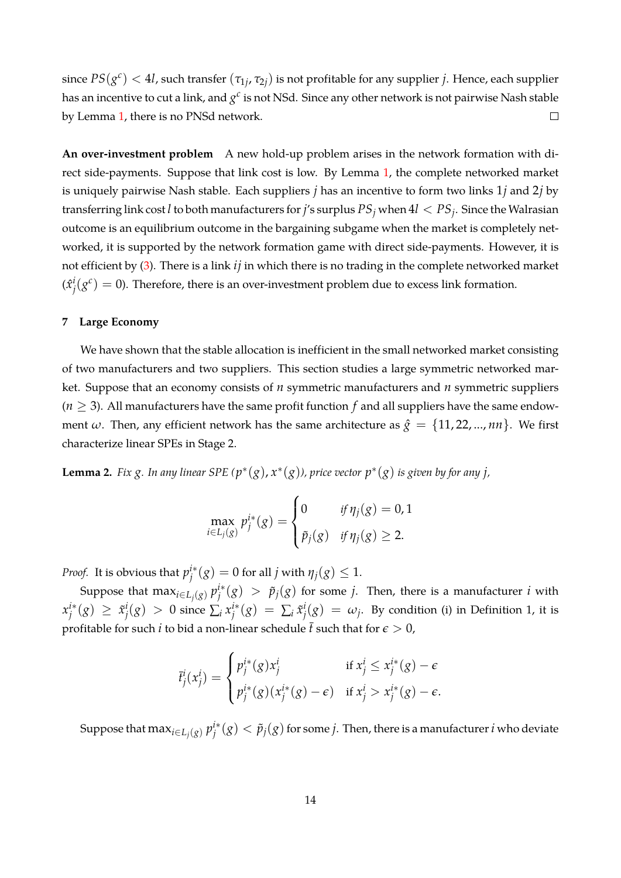since $PS(g^c) < 4l$, such transfer $(\tau_{1j}, \tau_{2j})$ is not profitable for any supplier $j$. Hence, each supplier has an incentive to cut a link, and $g^c$ is not NSd. Since any other network is not pairwise Nash stable by Lemma 1, there is no PNSd network. $\square$

**An over-investment problem** A new hold-up problem arises in the network formation with direct side-payments. Suppose that link cost is low. By Lemma 1, the complete networked market is uniquely pairwise Nash stable. Each suppliers $j$ has an incentive to form two links $1j$ and $2j$ by transferring link cost $l$ to both manufacturers for $j$'s surplus $PS_j$ when $4l < PS_j$. Since the Walrasian outcome is an equilibrium outcome in the bargaining subgame when the market is completely networked, it is supported by the network formation game with direct side-payments. However, it is not efficient by (3). There is a link $ij$ in which there is no trading in the complete networked market ($\hat{x}^i_j(g^c) = 0$). Therefore, there is an over-investment problem due to excess link formation.

## 7 Large Economy

We have shown that the stable allocation is inefficient in the small networked market consisting of two manufacturers and two suppliers. This section studies a large symmetric networked market. Suppose that an economy consists of $n$ symmetric manufacturers and $n$ symmetric suppliers ($n \geq 3$). All manufacturers have the same profit function $f$ and all suppliers have the same endowment $\omega$. Then, any efficient network has the same architecture as $\hat{g} = \{11, 22, ..., nn\}$. We first characterize linear SPEs in Stage 2.

**Lemma 2.** *Fix $g$. In any linear SPE $(p^*(g), x^*(g))$, price vector $p^*(g)$ is given by for any $j$,*

$$\max_{i \in L_j(g)} p^{i*}_j(g) = \begin{cases} 0 & \text{if } \eta_j(g) = 0, 1 \\ \tilde{p}_j(g) & \text{if } \eta_j(g) \geq 2. \end{cases}$$

*Proof.* It is obvious that $p^{i*}_j(g) = 0$ for all $j$ with $\eta_j(g) \leq 1$.

Suppose that $\max_{i \in L_j(g)} p^{i*}_j(g) > \tilde{p}_j(g)$ for some $j$. Then, there is a manufacturer $i$ with $x^{i*}_j(g) \geq \tilde{x}^i_j(g) > 0$ since $\sum_i x^{i*}_j(g) = \sum_i \tilde{x}^i_j(g) = \omega_j$. By condition (i) in Definition 1, it is profitable for such $i$ to bid a non-linear schedule $\bar{t}$ such that for $\epsilon > 0$,

$$\bar{t}^i_j(x^i_j) = \begin{cases} p^{i*}_j(g) x^i_j & \text{if } x^i_j \leq x^{i*}_j(g) - \epsilon \\ p^{i*}_j(g)(x^{i*}_j(g) - \epsilon) & \text{if } x^i_j > x^{i*}_j(g) - \epsilon. \end{cases}$$

Suppose that $\max_{i \in L_j(g)} p^{i*}_j(g) < \tilde{p}_j(g)$ for some $j$. Then, there is a manufacturer $i$ who deviate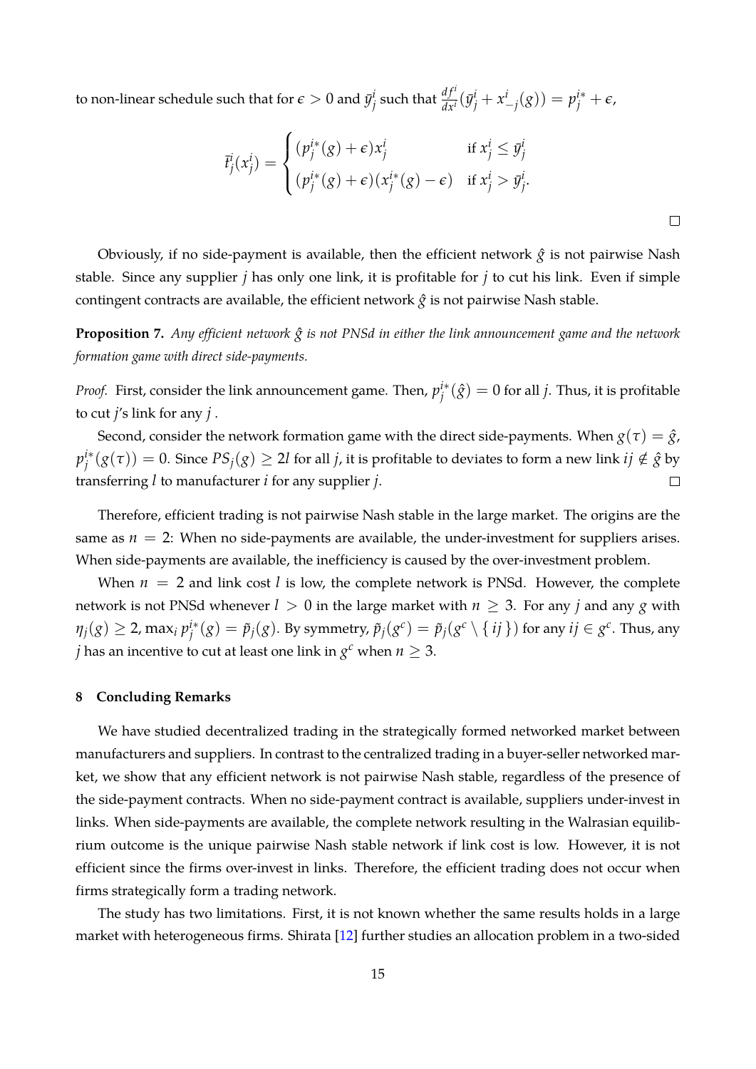to non-linear schedule such that for $\epsilon > 0$ and $\bar{y}^i_j$ such that $\frac{df^i}{dx^i}(\bar{y}^i_j + x^i_{-j}(g)) = p^{i*}_j + \epsilon$,

$$
\bar{t}^i_j(x^i_j) = \begin{cases} (p^{i*}_j(g) + \epsilon)x^i_j & \text{if } x^i_j \leq \bar{y}^i_j \\ (p^{i*}_j(g) + \epsilon)(x^{i*}_j(g) - \epsilon) & \text{if } x^i_j > \bar{y}^i_j. \end{cases}
$$

□

Obviously, if no side-payment is available, then the efficient network $\hat{g}$ is not pairwise Nash stable. Since any supplier $j$ has only one link, it is profitable for $j$ to cut his link. Even if simple contingent contracts are available, the efficient network $\hat{g}$ is not pairwise Nash stable.

**Proposition 7.** *Any efficient network $\hat{g}$ is not PNSd in either the link announcement game and the network formation game with direct side-payments.*

*Proof.* First, consider the link announcement game. Then, $p^{i*}_j(\hat{g}) = 0$ for all $j$. Thus, it is profitable to cut $j$'s link for any $j$ .

Second, consider the network formation game with the direct side-payments. When $g(\tau) = \hat{g}$, $p^{i*}_j(g(\tau)) = 0$. Since $PS_j(g) \geq 2l$ for all $j$, it is profitable to deviates to form a new link $ij \notin \hat{g}$ by transferring $l$ to manufacturer $i$ for any supplier $j$. □

Therefore, efficient trading is not pairwise Nash stable in the large market. The origins are the same as $n = 2$: When no side-payments are available, the under-investment for suppliers arises. When side-payments are available, the inefficiency is caused by the over-investment problem.

When $n = 2$ and link cost $l$ is low, the complete network is PNSd. However, the complete network is not PNSd whenever $l > 0$ in the large market with $n \geq 3$. For any $j$ and any $g$ with $\eta_j(g) \geq 2$, $\max_i p^{i*}_j(g) = \tilde{p}_j(g)$. By symmetry, $\tilde{p}_j(g^c) = \tilde{p}_j(g^c \setminus \{ ij \})$ for any $ij \in g^c$. Thus, any $j$ has an incentive to cut at least one link in $g^c$ when $n \geq 3$.

## 8 Concluding Remarks

We have studied decentralized trading in the strategically formed networked market between manufacturers and suppliers. In contrast to the centralized trading in a buyer-seller networked market, we show that any efficient network is not pairwise Nash stable, regardless of the presence of the side-payment contracts. When no side-payment contract is available, suppliers under-invest in links. When side-payments are available, the complete network resulting in the Walrasian equilibrium outcome is the unique pairwise Nash stable network if link cost is low. However, it is not efficient since the firms over-invest in links. Therefore, the efficient trading does not occur when firms strategically form a trading network.

The study has two limitations. First, it is not known whether the same results holds in a large market with heterogeneous firms. Shirata [12] further studies an allocation problem in a two-sided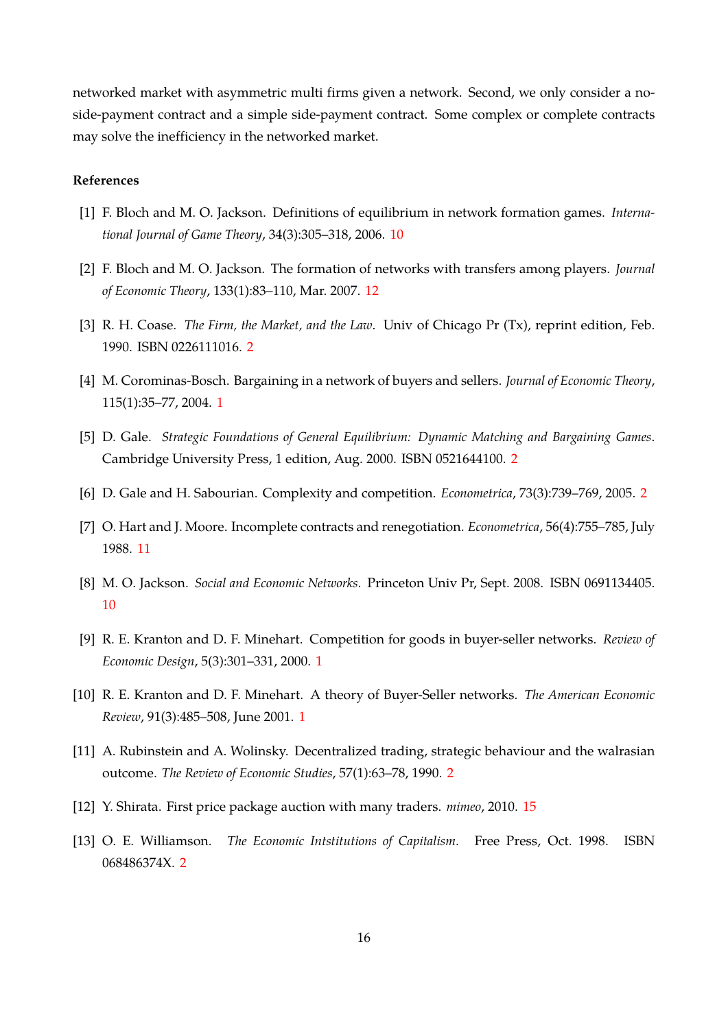networked market with asymmetric multi firms given a network. Second, we only consider a no-side-payment contract and a simple side-payment contract. Some complex or complete contracts may solve the inefficiency in the networked market.

**References**

[1] F. Bloch and M. O. Jackson. Definitions of equilibrium in network formation games. *International Journal of Game Theory*, 34(3):305–318, 2006. 10

[2] F. Bloch and M. O. Jackson. The formation of networks with transfers among players. *Journal of Economic Theory*, 133(1):83–110, Mar. 2007. 12

[3] R. H. Coase. *The Firm, the Market, and the Law*. Univ of Chicago Pr (Tx), reprint edition, Feb. 1990. ISBN 0226111016. 2

[4] M. Corominas-Bosch. Bargaining in a network of buyers and sellers. *Journal of Economic Theory*, 115(1):35–77, 2004. 1

[5] D. Gale. *Strategic Foundations of General Equilibrium: Dynamic Matching and Bargaining Games*. Cambridge University Press, 1 edition, Aug. 2000. ISBN 0521644100. 2

[6] D. Gale and H. Sabourian. Complexity and competition. *Econometrica*, 73(3):739–769, 2005. 2

[7] O. Hart and J. Moore. Incomplete contracts and renegotiation. *Econometrica*, 56(4):755–785, July 1988. 11

[8] M. O. Jackson. *Social and Economic Networks*. Princeton Univ Pr, Sept. 2008. ISBN 0691134405. 10

[9] R. E. Kranton and D. F. Minehart. Competition for goods in buyer-seller networks. *Review of Economic Design*, 5(3):301–331, 2000. 1

[10] R. E. Kranton and D. F. Minehart. A theory of Buyer-Seller networks. *The American Economic Review*, 91(3):485–508, June 2001. 1

[11] A. Rubinstein and A. Wolinsky. Decentralized trading, strategic behaviour and the walrasian outcome. *The Review of Economic Studies*, 57(1):63–78, 1990. 2

[12] Y. Shirata. First price package auction with many traders. *mimeo*, 2010. 15

[13] O. E. Williamson. *The Economic Intstitutions of Capitalism*. Free Press, Oct. 1998. ISBN 068486374X. 2